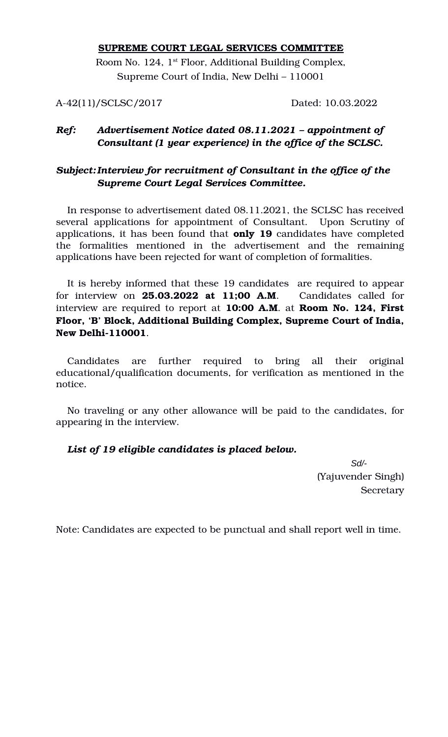**SUPREME COURT LEGAL SERVICES COMMITTEE**

Room No. 124, 1st Floor, Additional Building Complex,
Supreme Court of India, New Delhi – 110001

A-42(11)/SCLSC/2017 Dated: 10.03.2022

***Ref:*** ***Advertisement Notice dated 08.11.2021 – appointment of Consultant (1 year experience) in the office of the SCLSC.***

***Subject:*** ***Interview for recruitment of Consultant in the office of the Supreme Court Legal Services Committee.***

In response to advertisement dated 08.11.2021, the SCLSC has received several applications for appointment of Consultant. Upon Scrutiny of applications, it has been found that **only 19** candidates have completed the formalities mentioned in the advertisement and the remaining applications have been rejected for want of completion of formalities.

It is hereby informed that these 19 candidates are required to appear for interview on **25.03.2022 at 11;00 A.M**. Candidates called for interview are required to report at **10:00 A.M**. at **Room No. 124, First Floor, 'B' Block, Additional Building Complex, Supreme Court of India, New Delhi-110001**.

Candidates are further required to bring all their original educational/qualification documents, for verification as mentioned in the notice.

No traveling or any other allowance will be paid to the candidates, for appearing in the interview.

***List of 19 eligible candidates is placed below.***

Sd/-
(Yajuvender Singh)
Secretary

Note: Candidates are expected to be punctual and shall report well in time.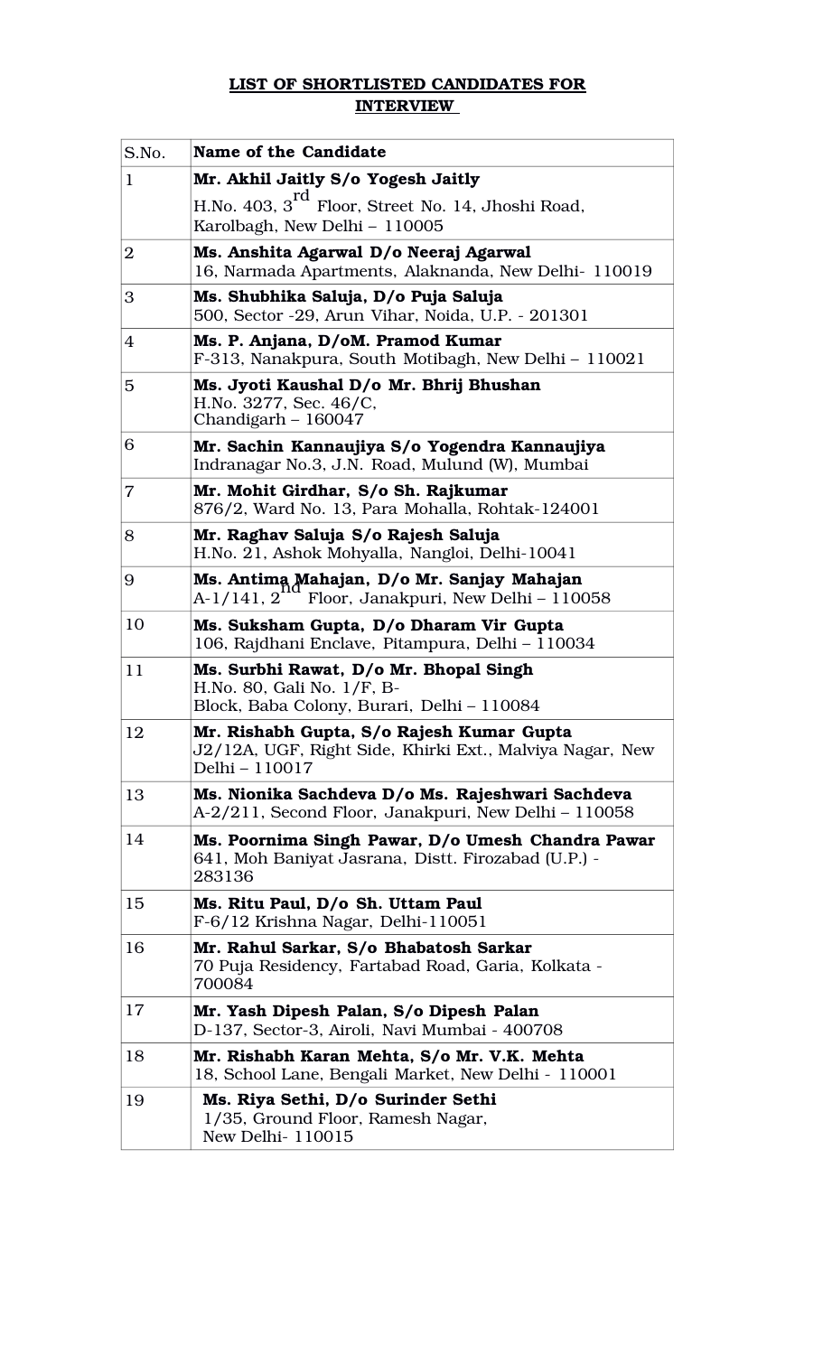**LIST OF SHORTLISTED CANDIDATES FOR INTERVIEW**

| S.No. | Name of the Candidate |
|---|---|
| 1 | **Mr. Akhil Jaitly S/o Yogesh Jaitly**<br>H.No. 403, 3rd Floor, Street No. 14, Jhoshi Road, Karolbagh, New Delhi – 110005 |
| 2 | **Ms. Anshita Agarwal D/o Neeraj Agarwal**<br>16, Narmada Apartments, Alaknanda, New Delhi- 110019 |
| 3 | **Ms. Shubhika Saluja, D/o Puja Saluja**<br>500, Sector -29, Arun Vihar, Noida, U.P. - 201301 |
| 4 | **Ms. P. Anjana, D/oM. Pramod Kumar**<br>F-313, Nanakpura, South Motibagh, New Delhi – 110021 |
| 5 | **Ms. Jyoti Kaushal D/o Mr. Bhrij Bhushan**<br>H.No. 3277, Sec. 46/C, Chandigarh – 160047 |
| 6 | **Mr. Sachin Kannaujiya S/o Yogendra Kannaujiya**<br>Indranagar No.3, J.N. Road, Mulund (W), Mumbai |
| 7 | **Mr. Mohit Girdhar, S/o Sh. Rajkumar**<br>876/2, Ward No. 13, Para Mohalla, Rohtak-124001 |
| 8 | **Mr. Raghav Saluja S/o Rajesh Saluja**<br>H.No. 21, Ashok Mohyalla, Nangloi, Delhi-10041 |
| 9 | **Ms. Antima Mahajan, D/o Mr. Sanjay Mahajan**<br>A-1/141, 2nd Floor, Janakpuri, New Delhi – 110058 |
| 10 | **Ms. Suksham Gupta, D/o Dharam Vir Gupta**<br>106, Rajdhani Enclave, Pitampura, Delhi – 110034 |
| 11 | **Ms. Surbhi Rawat, D/o Mr. Bhopal Singh**<br>H.No. 80, Gali No. 1/F, B-Block, Baba Colony, Burari, Delhi – 110084 |
| 12 | **Mr. Rishabh Gupta, S/o Rajesh Kumar Gupta**<br>J2/12A, UGF, Right Side, Khirki Ext., Malviya Nagar, New Delhi – 110017 |
| 13 | **Ms. Nionika Sachdeva D/o Ms. Rajeshwari Sachdeva**<br>A-2/211, Second Floor, Janakpuri, New Delhi – 110058 |
| 14 | **Ms. Poornima Singh Pawar, D/o Umesh Chandra Pawar**<br>641, Moh Baniyat Jasrana, Distt. Firozabad (U.P.) - 283136 |
| 15 | **Ms. Ritu Paul, D/o Sh. Uttam Paul**<br>F-6/12 Krishna Nagar, Delhi-110051 |
| 16 | **Mr. Rahul Sarkar, S/o Bhabatosh Sarkar**<br>70 Puja Residency, Fartabad Road, Garia, Kolkata - 700084 |
| 17 | **Mr. Yash Dipesh Palan, S/o Dipesh Palan**<br>D-137, Sector-3, Airoli, Navi Mumbai - 400708 |
| 18 | **Mr. Rishabh Karan Mehta, S/o Mr. V.K. Mehta**<br>18, School Lane, Bengali Market, New Delhi - 110001 |
| 19 | **Ms. Riya Sethi, D/o Surinder Sethi**<br>1/35, Ground Floor, Ramesh Nagar, New Delhi- 110015 |